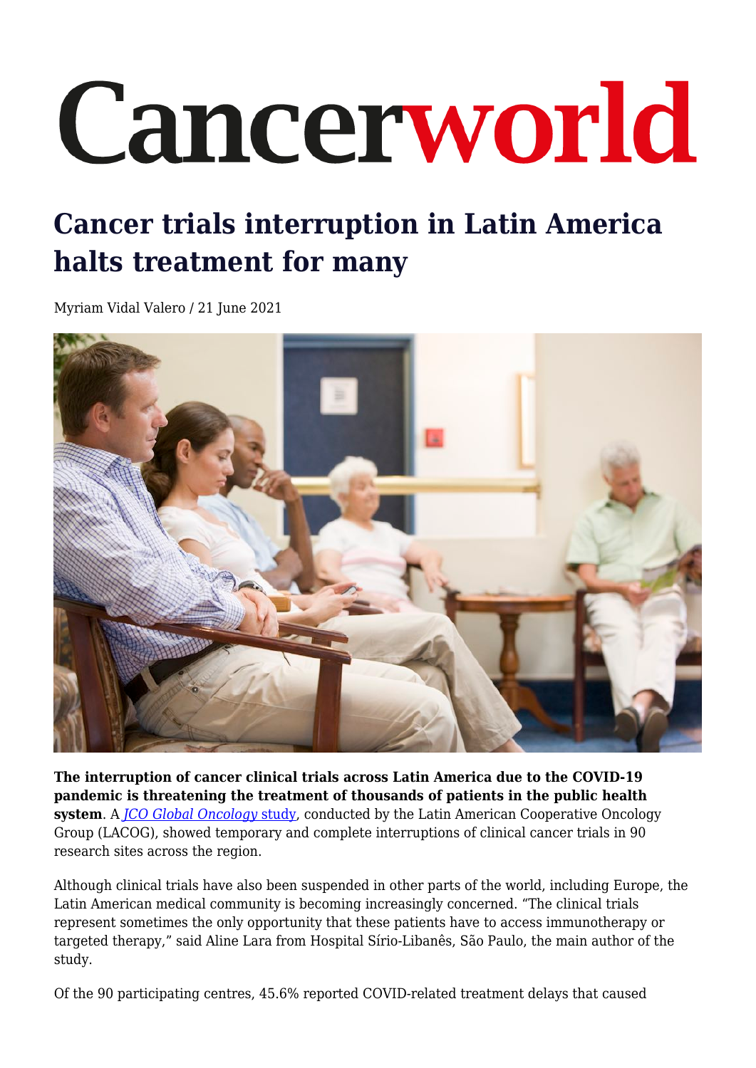# Cancerworld

## Cancer trials interruption in Latin America halts treatment for many

Myriam Vidal Valero / 21 June 2021

**The interruption of cancer clinical trials across Latin America due to the COVID-19 pandemic is threatening the treatment of thousands of patients in the public health system**. A *JCO Global Oncology* study, conducted by the Latin American Cooperative Oncology Group (LACOG), showed temporary and complete interruptions of clinical cancer trials in 90 research sites across the region.

Although clinical trials have also been suspended in other parts of the world, including Europe, the Latin American medical community is becoming increasingly concerned. "The clinical trials represent sometimes the only opportunity that these patients have to access immunotherapy or targeted therapy," said Aline Lara from Hospital Sírio-Libanês, São Paulo, the main author of the study.

Of the 90 participating centres, 45.6% reported COVID-related treatment delays that caused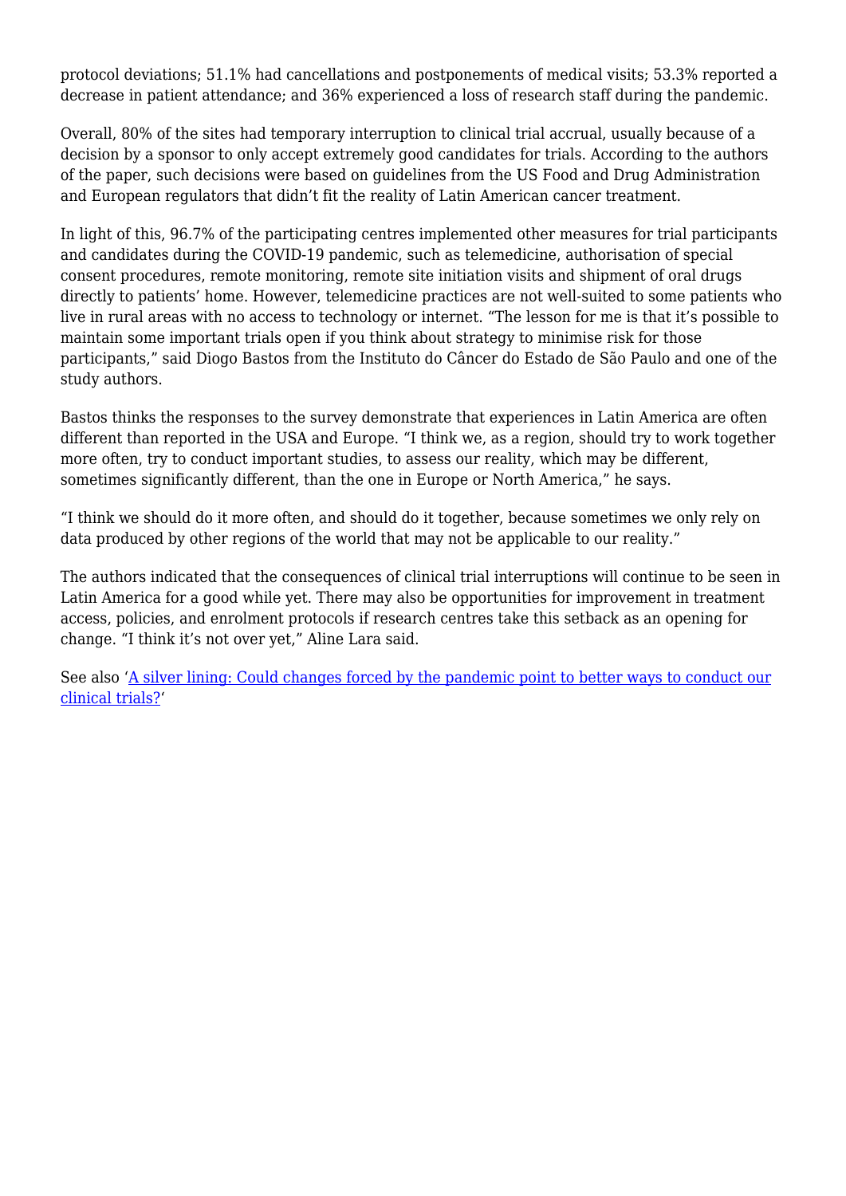protocol deviations; 51.1% had cancellations and postponements of medical visits; 53.3% reported a decrease in patient attendance; and 36% experienced a loss of research staff during the pandemic.

Overall, 80% of the sites had temporary interruption to clinical trial accrual, usually because of a decision by a sponsor to only accept extremely good candidates for trials. According to the authors of the paper, such decisions were based on guidelines from the US Food and Drug Administration and European regulators that didn't fit the reality of Latin American cancer treatment.

In light of this, 96.7% of the participating centres implemented other measures for trial participants and candidates during the COVID-19 pandemic, such as telemedicine, authorisation of special consent procedures, remote monitoring, remote site initiation visits and shipment of oral drugs directly to patients' home. However, telemedicine practices are not well-suited to some patients who live in rural areas with no access to technology or internet. "The lesson for me is that it's possible to maintain some important trials open if you think about strategy to minimise risk for those participants," said Diogo Bastos from the Instituto do Câncer do Estado de São Paulo and one of the study authors.

Bastos thinks the responses to the survey demonstrate that experiences in Latin America are often different than reported in the USA and Europe. "I think we, as a region, should try to work together more often, try to conduct important studies, to assess our reality, which may be different, sometimes significantly different, than the one in Europe or North America," he says.

"I think we should do it more often, and should do it together, because sometimes we only rely on data produced by other regions of the world that may not be applicable to our reality."

The authors indicated that the consequences of clinical trial interruptions will continue to be seen in Latin America for a good while yet. There may also be opportunities for improvement in treatment access, policies, and enrolment protocols if research centres take this setback as an opening for change. "I think it's not over yet," Aline Lara said.

See also '[A silver lining: Could changes forced by the pandemic point to better ways to conduct our clinical trials?]'